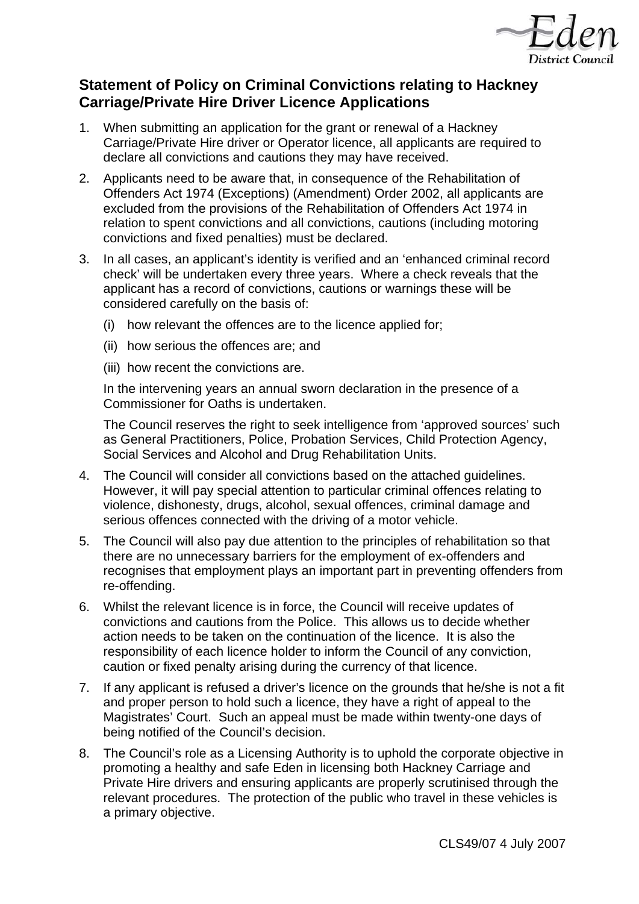## Statement of Policy on Criminal Convictions relating to Hackney Carriage/Private Hire Driver Licence Applications

1. When submitting an application for the grant or renewal of a Hackney Carriage/Private Hire driver or Operator licence, all applicants are required to declare all convictions and cautions they may have received.

2. Applicants need to be aware that, in consequence of the Rehabilitation of Offenders Act 1974 (Exceptions) (Amendment) Order 2002, all applicants are excluded from the provisions of the Rehabilitation of Offenders Act 1974 in relation to spent convictions and all convictions, cautions (including motoring convictions and fixed penalties) must be declared.

3. In all cases, an applicant's identity is verified and an 'enhanced criminal record check' will be undertaken every three years. Where a check reveals that the applicant has a record of convictions, cautions or warnings these will be considered carefully on the basis of:

   (i) how relevant the offences are to the licence applied for;

   (ii) how serious the offences are; and

   (iii) how recent the convictions are.

   In the intervening years an annual sworn declaration in the presence of a Commissioner for Oaths is undertaken.

   The Council reserves the right to seek intelligence from 'approved sources' such as General Practitioners, Police, Probation Services, Child Protection Agency, Social Services and Alcohol and Drug Rehabilitation Units.

4. The Council will consider all convictions based on the attached guidelines. However, it will pay special attention to particular criminal offences relating to violence, dishonesty, drugs, alcohol, sexual offences, criminal damage and serious offences connected with the driving of a motor vehicle.

5. The Council will also pay due attention to the principles of rehabilitation so that there are no unnecessary barriers for the employment of ex-offenders and recognises that employment plays an important part in preventing offenders from re-offending.

6. Whilst the relevant licence is in force, the Council will receive updates of convictions and cautions from the Police. This allows us to decide whether action needs to be taken on the continuation of the licence. It is also the responsibility of each licence holder to inform the Council of any conviction, caution or fixed penalty arising during the currency of that licence.

7. If any applicant is refused a driver's licence on the grounds that he/she is not a fit and proper person to hold such a licence, they have a right of appeal to the Magistrates' Court. Such an appeal must be made within twenty-one days of being notified of the Council's decision.

8. The Council's role as a Licensing Authority is to uphold the corporate objective in promoting a healthy and safe Eden in licensing both Hackney Carriage and Private Hire drivers and ensuring applicants are properly scrutinised through the relevant procedures. The protection of the public who travel in these vehicles is a primary objective.

CLS49/07 4 July 2007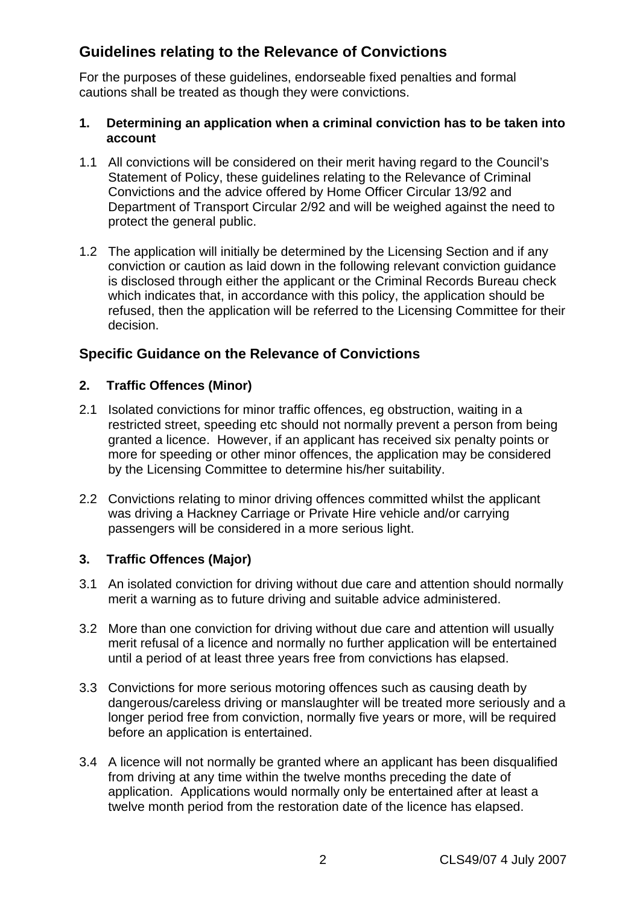## Guidelines relating to the Relevance of Convictions

For the purposes of these guidelines, endorseable fixed penalties and formal cautions shall be treated as though they were convictions.

**1. Determining an application when a criminal conviction has to be taken into account**

1.1 All convictions will be considered on their merit having regard to the Council's Statement of Policy, these guidelines relating to the Relevance of Criminal Convictions and the advice offered by Home Officer Circular 13/92 and Department of Transport Circular 2/92 and will be weighed against the need to protect the general public.

1.2 The application will initially be determined by the Licensing Section and if any conviction or caution as laid down in the following relevant conviction guidance is disclosed through either the applicant or the Criminal Records Bureau check which indicates that, in accordance with this policy, the application should be refused, then the application will be referred to the Licensing Committee for their decision.

## Specific Guidance on the Relevance of Convictions

**2. Traffic Offences (Minor)**

2.1 Isolated convictions for minor traffic offences, eg obstruction, waiting in a restricted street, speeding etc should not normally prevent a person from being granted a licence. However, if an applicant has received six penalty points or more for speeding or other minor offences, the application may be considered by the Licensing Committee to determine his/her suitability.

2.2 Convictions relating to minor driving offences committed whilst the applicant was driving a Hackney Carriage or Private Hire vehicle and/or carrying passengers will be considered in a more serious light.

**3. Traffic Offences (Major)**

3.1 An isolated conviction for driving without due care and attention should normally merit a warning as to future driving and suitable advice administered.

3.2 More than one conviction for driving without due care and attention will usually merit refusal of a licence and normally no further application will be entertained until a period of at least three years free from convictions has elapsed.

3.3 Convictions for more serious motoring offences such as causing death by dangerous/careless driving or manslaughter will be treated more seriously and a longer period free from conviction, normally five years or more, will be required before an application is entertained.

3.4 A licence will not normally be granted where an applicant has been disqualified from driving at any time within the twelve months preceding the date of application. Applications would normally only be entertained after at least a twelve month period from the restoration date of the licence has elapsed.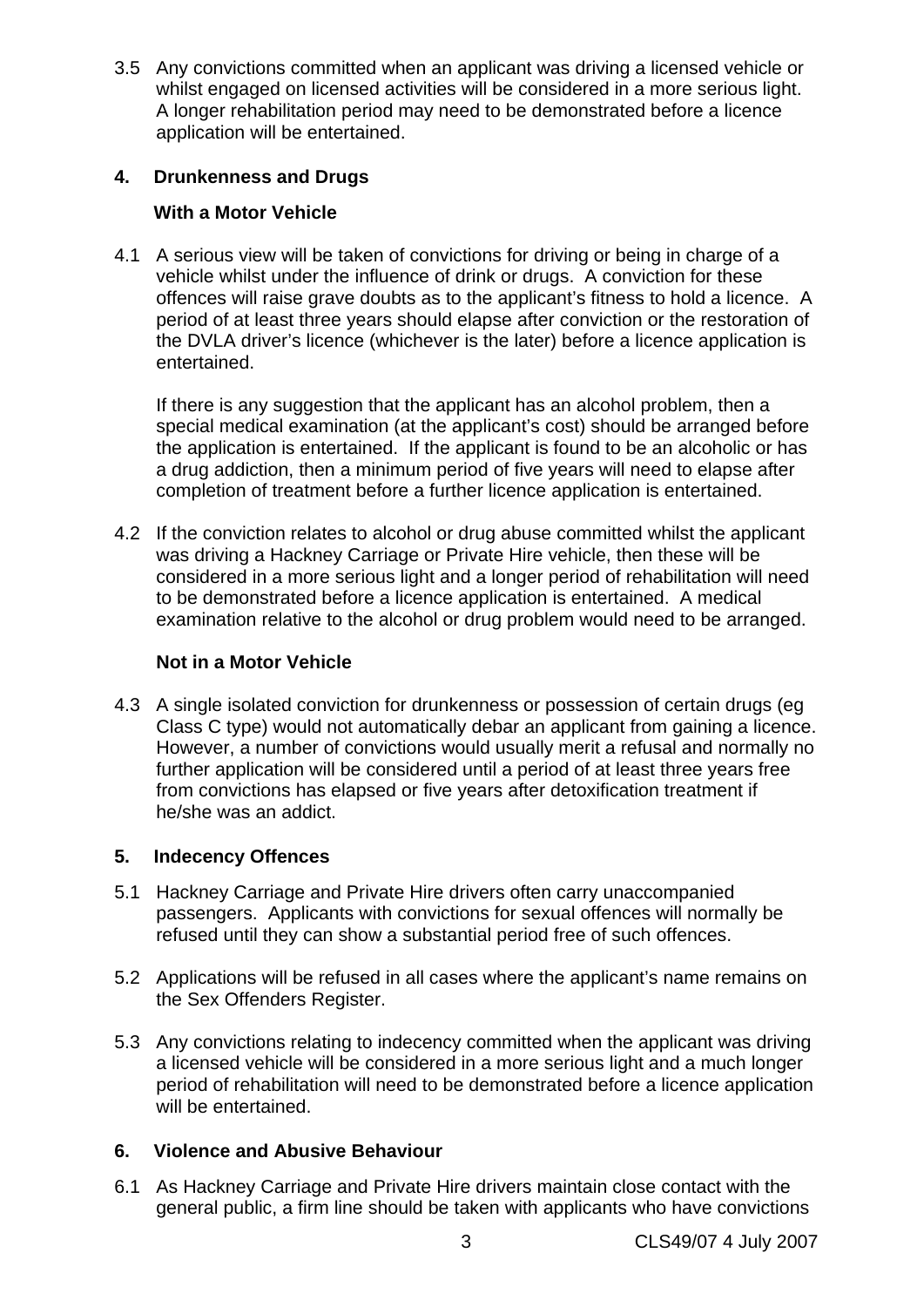3.5 Any convictions committed when an applicant was driving a licensed vehicle or whilst engaged on licensed activities will be considered in a more serious light. A longer rehabilitation period may need to be demonstrated before a licence application will be entertained.

## 4. Drunkenness and Drugs

### With a Motor Vehicle

4.1 A serious view will be taken of convictions for driving or being in charge of a vehicle whilst under the influence of drink or drugs. A conviction for these offences will raise grave doubts as to the applicant's fitness to hold a licence. A period of at least three years should elapse after conviction or the restoration of the DVLA driver's licence (whichever is the later) before a licence application is entertained.

If there is any suggestion that the applicant has an alcohol problem, then a special medical examination (at the applicant's cost) should be arranged before the application is entertained. If the applicant is found to be an alcoholic or has a drug addiction, then a minimum period of five years will need to elapse after completion of treatment before a further licence application is entertained.

4.2 If the conviction relates to alcohol or drug abuse committed whilst the applicant was driving a Hackney Carriage or Private Hire vehicle, then these will be considered in a more serious light and a longer period of rehabilitation will need to be demonstrated before a licence application is entertained. A medical examination relative to the alcohol or drug problem would need to be arranged.

### Not in a Motor Vehicle

4.3 A single isolated conviction for drunkenness or possession of certain drugs (eg Class C type) would not automatically debar an applicant from gaining a licence. However, a number of convictions would usually merit a refusal and normally no further application will be considered until a period of at least three years free from convictions has elapsed or five years after detoxification treatment if he/she was an addict.

## 5. Indecency Offences

5.1 Hackney Carriage and Private Hire drivers often carry unaccompanied passengers. Applicants with convictions for sexual offences will normally be refused until they can show a substantial period free of such offences.

5.2 Applications will be refused in all cases where the applicant's name remains on the Sex Offenders Register.

5.3 Any convictions relating to indecency committed when the applicant was driving a licensed vehicle will be considered in a more serious light and a much longer period of rehabilitation will need to be demonstrated before a licence application will be entertained.

## 6. Violence and Abusive Behaviour

6.1 As Hackney Carriage and Private Hire drivers maintain close contact with the general public, a firm line should be taken with applicants who have convictions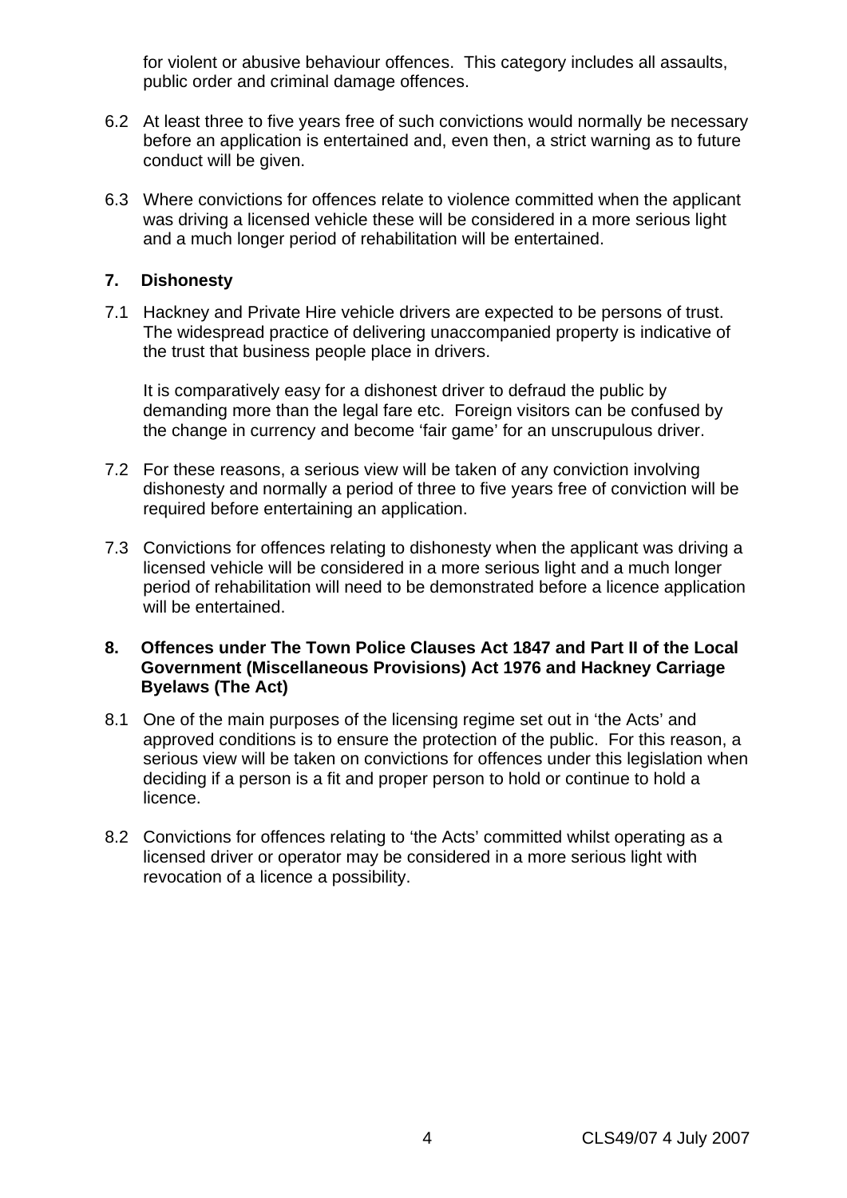for violent or abusive behaviour offences. This category includes all assaults, public order and criminal damage offences.

6.2 At least three to five years free of such convictions would normally be necessary before an application is entertained and, even then, a strict warning as to future conduct will be given.

6.3 Where convictions for offences relate to violence committed when the applicant was driving a licensed vehicle these will be considered in a more serious light and a much longer period of rehabilitation will be entertained.

## 7. Dishonesty

7.1 Hackney and Private Hire vehicle drivers are expected to be persons of trust. The widespread practice of delivering unaccompanied property is indicative of the trust that business people place in drivers.

It is comparatively easy for a dishonest driver to defraud the public by demanding more than the legal fare etc. Foreign visitors can be confused by the change in currency and become 'fair game' for an unscrupulous driver.

7.2 For these reasons, a serious view will be taken of any conviction involving dishonesty and normally a period of three to five years free of conviction will be required before entertaining an application.

7.3 Convictions for offences relating to dishonesty when the applicant was driving a licensed vehicle will be considered in a more serious light and a much longer period of rehabilitation will need to be demonstrated before a licence application will be entertained.

## 8. Offences under The Town Police Clauses Act 1847 and Part II of the Local Government (Miscellaneous Provisions) Act 1976 and Hackney Carriage Byelaws (The Act)

8.1 One of the main purposes of the licensing regime set out in 'the Acts' and approved conditions is to ensure the protection of the public. For this reason, a serious view will be taken on convictions for offences under this legislation when deciding if a person is a fit and proper person to hold or continue to hold a licence.

8.2 Convictions for offences relating to 'the Acts' committed whilst operating as a licensed driver or operator may be considered in a more serious light with revocation of a licence a possibility.